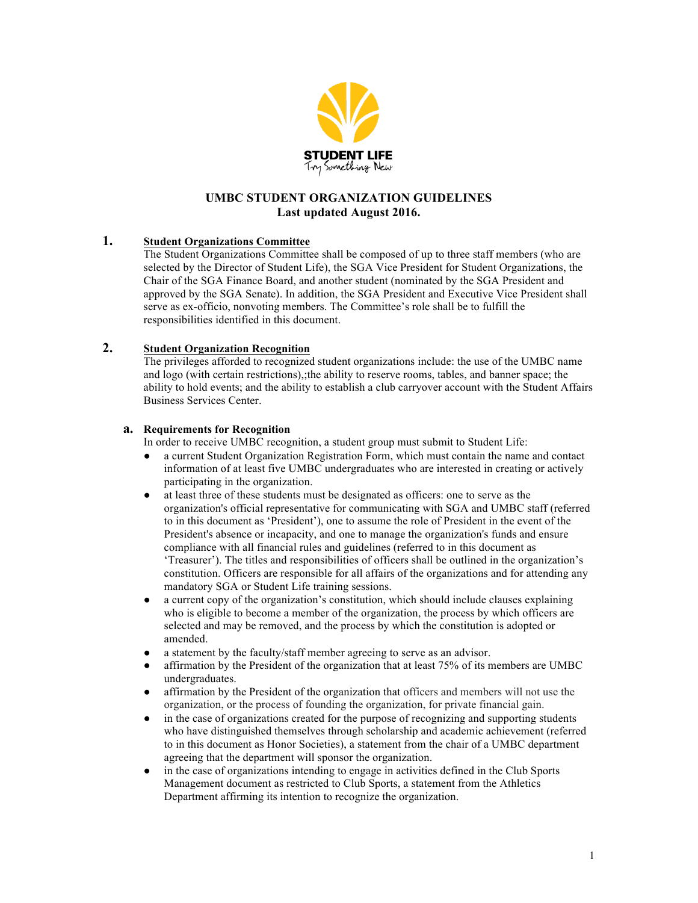# UMBC STUDENT ORGANIZATION GUIDELINES
**Last updated August 2016.**

## 1. Student Organizations Committee

The Student Organizations Committee shall be composed of up to three staff members (who are selected by the Director of Student Life), the SGA Vice President for Student Organizations, the Chair of the SGA Finance Board, and another student (nominated by the SGA President and approved by the SGA Senate). In addition, the SGA President and Executive Vice President shall serve as ex-officio, nonvoting members. The Committee's role shall be to fulfill the responsibilities identified in this document.

## 2. Student Organization Recognition

The privileges afforded to recognized student organizations include: the use of the UMBC name and logo (with certain restrictions),;the ability to reserve rooms, tables, and banner space; the ability to hold events; and the ability to establish a club carryover account with the Student Affairs Business Services Center.

### a. Requirements for Recognition

In order to receive UMBC recognition, a student group must submit to Student Life:

- a current Student Organization Registration Form, which must contain the name and contact information of at least five UMBC undergraduates who are interested in creating or actively participating in the organization.
- at least three of these students must be designated as officers: one to serve as the organization's official representative for communicating with SGA and UMBC staff (referred to in this document as 'President'), one to assume the role of President in the event of the President's absence or incapacity, and one to manage the organization's funds and ensure compliance with all financial rules and guidelines (referred to in this document as 'Treasurer'). The titles and responsibilities of officers shall be outlined in the organization's constitution. Officers are responsible for all affairs of the organizations and for attending any mandatory SGA or Student Life training sessions.
- a current copy of the organization's constitution, which should include clauses explaining who is eligible to become a member of the organization, the process by which officers are selected and may be removed, and the process by which the constitution is adopted or amended.
- a statement by the faculty/staff member agreeing to serve as an advisor.
- affirmation by the President of the organization that at least 75% of its members are UMBC undergraduates.
- affirmation by the President of the organization that officers and members will not use the organization, or the process of founding the organization, for private financial gain.
- in the case of organizations created for the purpose of recognizing and supporting students who have distinguished themselves through scholarship and academic achievement (referred to in this document as Honor Societies), a statement from the chair of a UMBC department agreeing that the department will sponsor the organization.
- in the case of organizations intending to engage in activities defined in the Club Sports Management document as restricted to Club Sports, a statement from the Athletics Department affirming its intention to recognize the organization.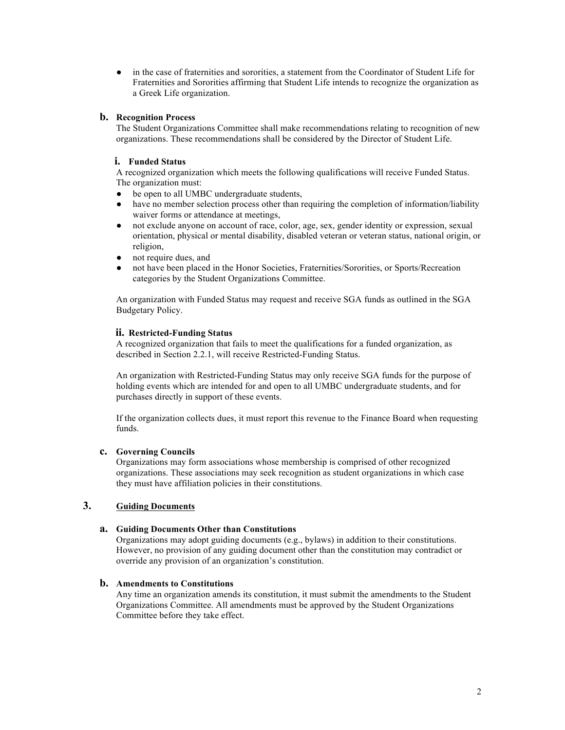- in the case of fraternities and sororities, a statement from the Coordinator of Student Life for Fraternities and Sororities affirming that Student Life intends to recognize the organization as a Greek Life organization.

### b. Recognition Process

The Student Organizations Committee shall make recommendations relating to recognition of new organizations. These recommendations shall be considered by the Director of Student Life.

#### i. Funded Status

A recognized organization which meets the following qualifications will receive Funded Status. The organization must:

- be open to all UMBC undergraduate students,
- have no member selection process other than requiring the completion of information/liability waiver forms or attendance at meetings,
- not exclude anyone on account of race, color, age, sex, gender identity or expression, sexual orientation, physical or mental disability, disabled veteran or veteran status, national origin, or religion,
- not require dues, and
- not have been placed in the Honor Societies, Fraternities/Sororities, or Sports/Recreation categories by the Student Organizations Committee.

An organization with Funded Status may request and receive SGA funds as outlined in the SGA Budgetary Policy.

#### ii. Restricted-Funding Status

A recognized organization that fails to meet the qualifications for a funded organization, as described in Section 2.2.1, will receive Restricted-Funding Status.

An organization with Restricted-Funding Status may only receive SGA funds for the purpose of holding events which are intended for and open to all UMBC undergraduate students, and for purchases directly in support of these events.

If the organization collects dues, it must report this revenue to the Finance Board when requesting funds.

### c. Governing Councils

Organizations may form associations whose membership is comprised of other recognized organizations. These associations may seek recognition as student organizations in which case they must have affiliation policies in their constitutions.

## 3. Guiding Documents

### a. Guiding Documents Other than Constitutions

Organizations may adopt guiding documents (e.g., bylaws) in addition to their constitutions. However, no provision of any guiding document other than the constitution may contradict or override any provision of an organization's constitution.

### b. Amendments to Constitutions

Any time an organization amends its constitution, it must submit the amendments to the Student Organizations Committee. All amendments must be approved by the Student Organizations Committee before they take effect.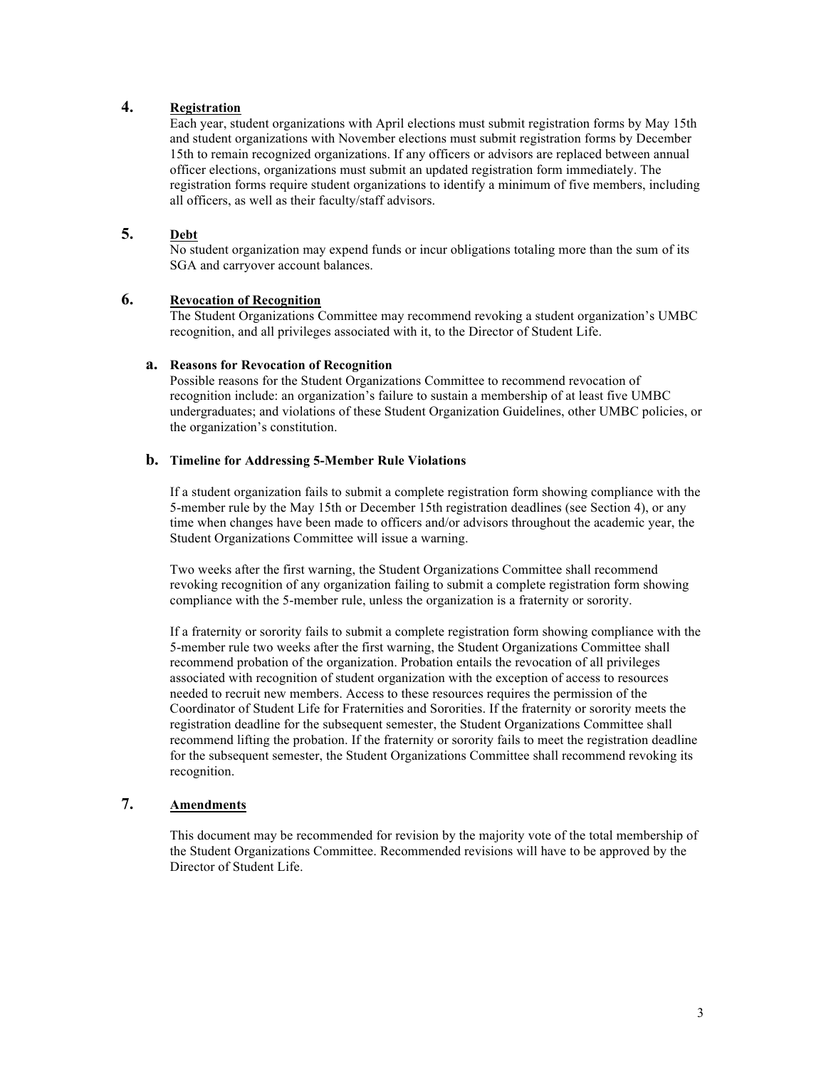## 4. Registration

Each year, student organizations with April elections must submit registration forms by May 15th and student organizations with November elections must submit registration forms by December 15th to remain recognized organizations. If any officers or advisors are replaced between annual officer elections, organizations must submit an updated registration form immediately. The registration forms require student organizations to identify a minimum of five members, including all officers, as well as their faculty/staff advisors.

## 5. Debt

No student organization may expend funds or incur obligations totaling more than the sum of its SGA and carryover account balances.

## 6. Revocation of Recognition

The Student Organizations Committee may recommend revoking a student organization's UMBC recognition, and all privileges associated with it, to the Director of Student Life.

### a. Reasons for Revocation of Recognition

Possible reasons for the Student Organizations Committee to recommend revocation of recognition include: an organization's failure to sustain a membership of at least five UMBC undergraduates; and violations of these Student Organization Guidelines, other UMBC policies, or the organization's constitution.

### b. Timeline for Addressing 5-Member Rule Violations

If a student organization fails to submit a complete registration form showing compliance with the 5-member rule by the May 15th or December 15th registration deadlines (see Section 4), or any time when changes have been made to officers and/or advisors throughout the academic year, the Student Organizations Committee will issue a warning.

Two weeks after the first warning, the Student Organizations Committee shall recommend revoking recognition of any organization failing to submit a complete registration form showing compliance with the 5-member rule, unless the organization is a fraternity or sorority.

If a fraternity or sorority fails to submit a complete registration form showing compliance with the 5-member rule two weeks after the first warning, the Student Organizations Committee shall recommend probation of the organization. Probation entails the revocation of all privileges associated with recognition of student organization with the exception of access to resources needed to recruit new members. Access to these resources requires the permission of the Coordinator of Student Life for Fraternities and Sororities. If the fraternity or sorority meets the registration deadline for the subsequent semester, the Student Organizations Committee shall recommend lifting the probation. If the fraternity or sorority fails to meet the registration deadline for the subsequent semester, the Student Organizations Committee shall recommend revoking its recognition.

## 7. Amendments

This document may be recommended for revision by the majority vote of the total membership of the Student Organizations Committee. Recommended revisions will have to be approved by the Director of Student Life.